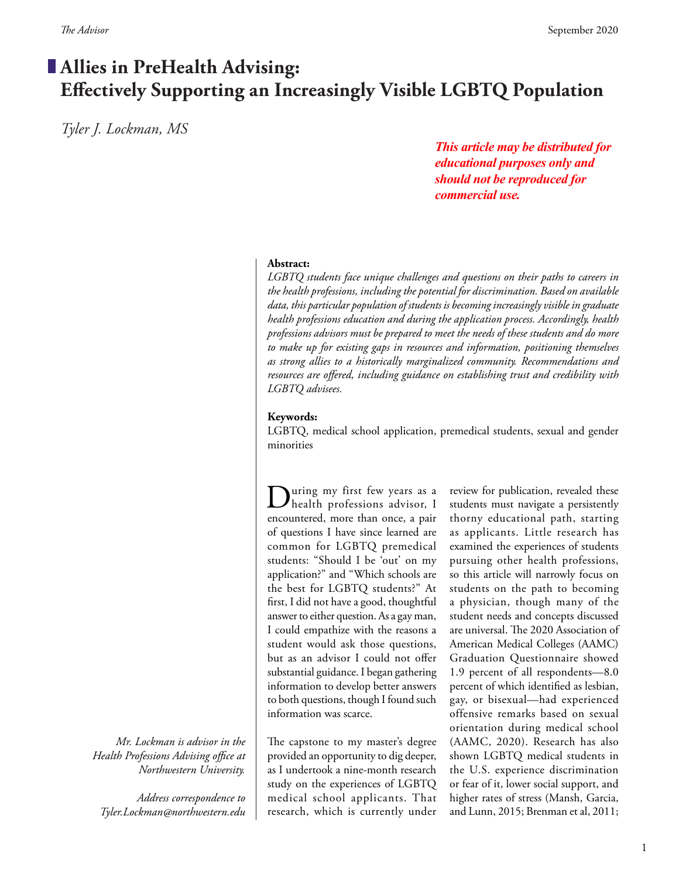# Allies in PreHealth Advising: Effectively Supporting an Increasingly Visible LGBTQ Population

*Tyler J. Lockman, MS*

***This article may be distributed for educational purposes only and should not be reproduced for commercial use.***

**Abstract:**

*LGBTQ students face unique challenges and questions on their paths to careers in the health professions, including the potential for discrimination. Based on available data, this particular population of students is becoming increasingly visible in graduate health professions education and during the application process. Accordingly, health professions advisors must be prepared to meet the needs of these students and do more to make up for existing gaps in resources and information, positioning themselves as strong allies to a historically marginalized community. Recommendations and resources are offered, including guidance on establishing trust and credibility with LGBTQ advisees.*

**Keywords:**

LGBTQ, medical school application, premedical students, sexual and gender minorities

*Mr. Lockman is advisor in the Health Professions Advising office at Northwestern University.*

*Address correspondence to Tyler.Lockman@northwestern.edu*

During my first few years as a health professions advisor, I encountered, more than once, a pair of questions I have since learned are common for LGBTQ premedical students: "Should I be 'out' on my application?" and "Which schools are the best for LGBTQ students?" At first, I did not have a good, thoughtful answer to either question. As a gay man, I could empathize with the reasons a student would ask those questions, but as an advisor I could not offer substantial guidance. I began gathering information to develop better answers to both questions, though I found such information was scarce.

The capstone to my master's degree provided an opportunity to dig deeper, as I undertook a nine-month research study on the experiences of LGBTQ medical school applicants. That research, which is currently under review for publication, revealed these students must navigate a persistently thorny educational path, starting as applicants. Little research has examined the experiences of students pursuing other health professions, so this article will narrowly focus on students on the path to becoming a physician, though many of the student needs and concepts discussed are universal. The 2020 Association of American Medical Colleges (AAMC) Graduation Questionnaire showed 1.9 percent of all respondents—8.0 percent of which identified as lesbian, gay, or bisexual—had experienced offensive remarks based on sexual orientation during medical school (AAMC, 2020). Research has also shown LGBTQ medical students in the U.S. experience discrimination or fear of it, lower social support, and higher rates of stress (Mansh, Garcia, and Lunn, 2015; Brenman et al, 2011;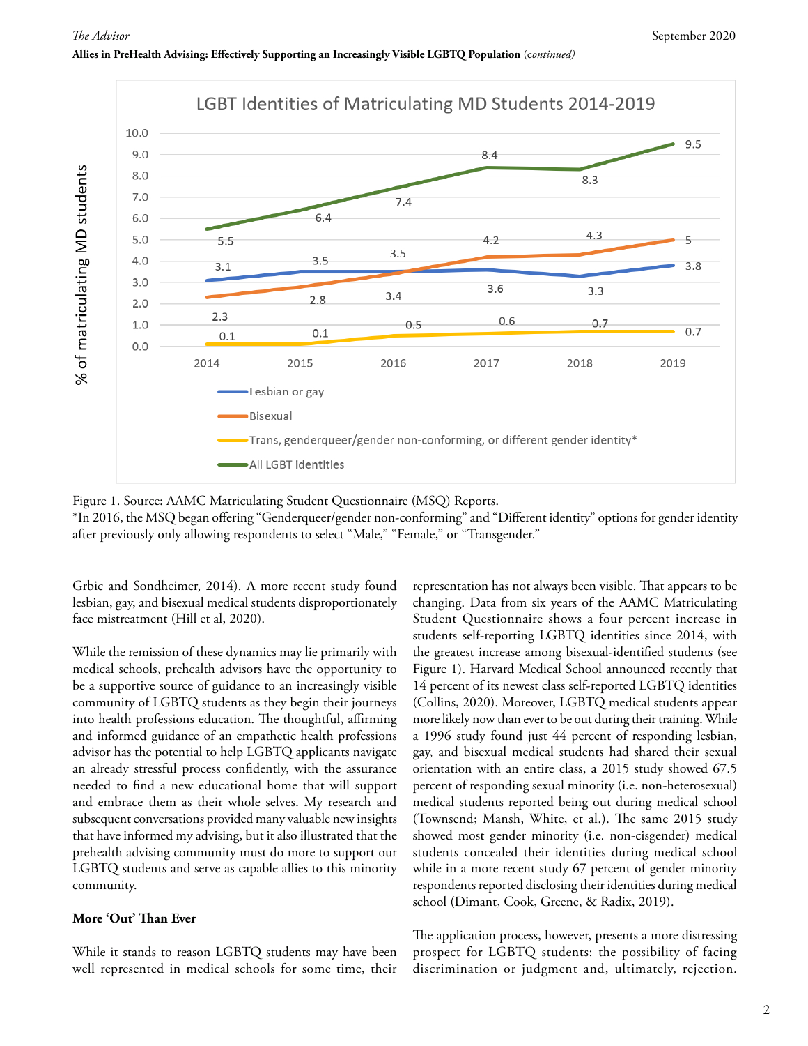**LGBT Identities of Matriculating MD Students 2014-2019**

| % of matriculating MD students | 2014 | 2015 | 2016 | 2017 | 2018 | 2019 |
|---|---|---|---|---|---|---|
| Lesbian or gay | 3.1 | 3.5 | 3.5 | 3.6 | 3.3 | 3.8 |
| Bisexual | 2.3 | 2.8 | 3.4 | 4.2 | 4.3 | 5 |
| Trans, genderqueer/gender non-conforming, or different gender identity* | 0.1 | 0.1 | 0.5 | 0.6 | 0.7 | 0.7 |
| All LGBT identities | 5.5 | 6.4 | 7.4 | 8.4 | 8.3 | 9.5 |

Figure 1. Source: AAMC Matriculating Student Questionnaire (MSQ) Reports.
*In 2016, the MSQ began offering "Genderqueer/gender non-conforming" and "Different identity" options for gender identity after previously only allowing respondents to select "Male," "Female," or "Transgender."

Grbic and Sondheimer, 2014). A more recent study found lesbian, gay, and bisexual medical students disproportionately face mistreatment (Hill et al, 2020).

While the remission of these dynamics may lie primarily with medical schools, prehealth advisors have the opportunity to be a supportive source of guidance to an increasingly visible community of LGBTQ students as they begin their journeys into health professions education. The thoughtful, affirming and informed guidance of an empathetic health professions advisor has the potential to help LGBTQ applicants navigate an already stressful process confidently, with the assurance needed to find a new educational home that will support and embrace them as their whole selves. My research and subsequent conversations provided many valuable new insights that have informed my advising, but it also illustrated that the prehealth advising community must do more to support our LGBTQ students and serve as capable allies to this minority community.

**More 'Out' Than Ever**

While it stands to reason LGBTQ students may have been well represented in medical schools for some time, their representation has not always been visible. That appears to be changing. Data from six years of the AAMC Matriculating Student Questionnaire shows a four percent increase in students self-reporting LGBTQ identities since 2014, with the greatest increase among bisexual-identified students (see Figure 1). Harvard Medical School announced recently that 14 percent of its newest class self-reported LGBTQ identities (Collins, 2020). Moreover, LGBTQ medical students appear more likely now than ever to be out during their training. While a 1996 study found just 44 percent of responding lesbian, gay, and bisexual medical students had shared their sexual orientation with an entire class, a 2015 study showed 67.5 percent of responding sexual minority (i.e. non-heterosexual) medical students reported being out during medical school (Townsend; Mansh, White, et al.). The same 2015 study showed most gender minority (i.e. non-cisgender) medical students concealed their identities during medical school while in a more recent study 67 percent of gender minority respondents reported disclosing their identities during medical school (Dimant, Cook, Greene, & Radix, 2019).

The application process, however, presents a more distressing prospect for LGBTQ students: the possibility of facing discrimination or judgment and, ultimately, rejection.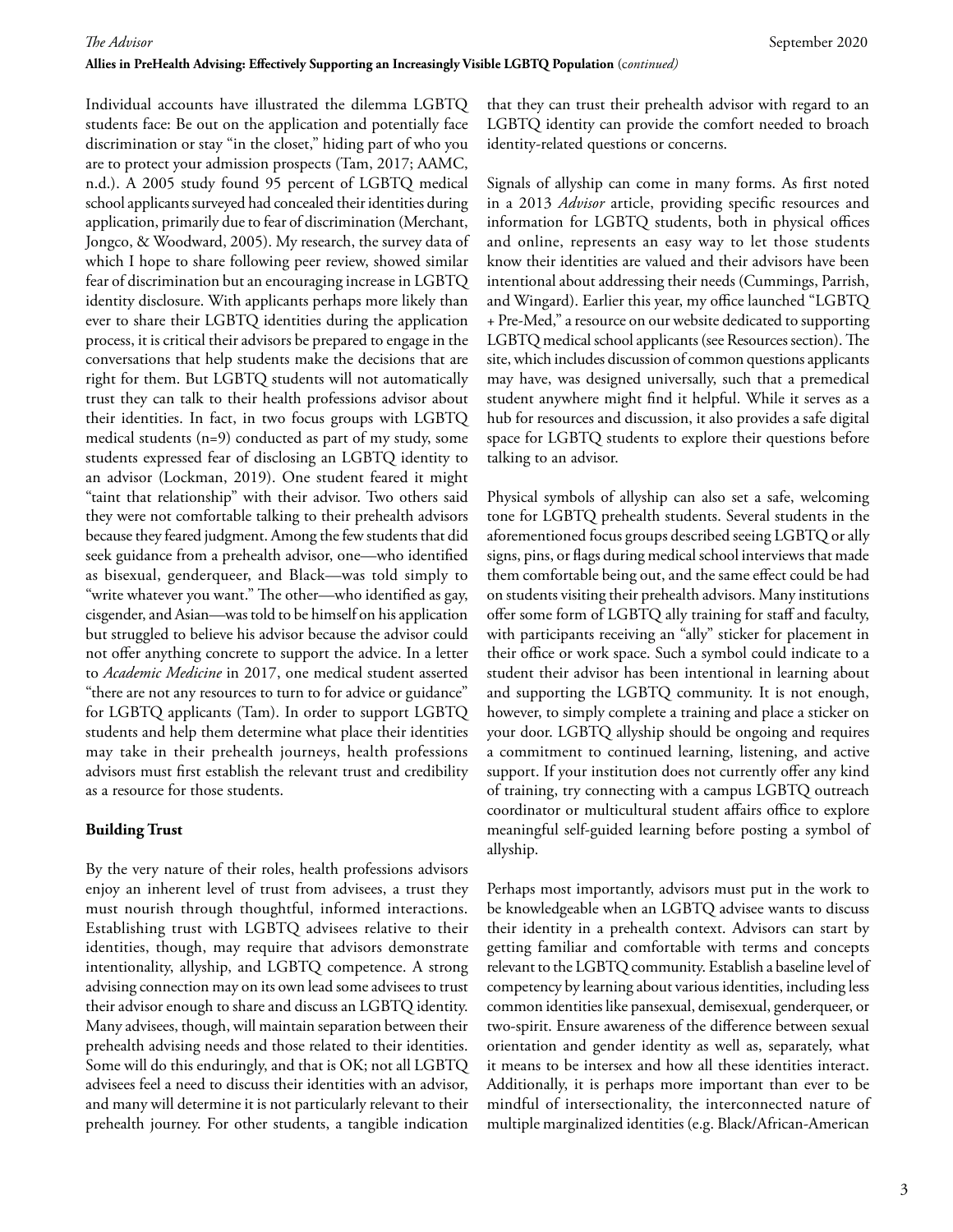Individual accounts have illustrated the dilemma LGBTQ students face: Be out on the application and potentially face discrimination or stay "in the closet," hiding part of who you are to protect your admission prospects (Tam, 2017; AAMC, n.d.). A 2005 study found 95 percent of LGBTQ medical school applicants surveyed had concealed their identities during application, primarily due to fear of discrimination (Merchant, Jongco, & Woodward, 2005). My research, the survey data of which I hope to share following peer review, showed similar fear of discrimination but an encouraging increase in LGBTQ identity disclosure. With applicants perhaps more likely than ever to share their LGBTQ identities during the application process, it is critical their advisors be prepared to engage in the conversations that help students make the decisions that are right for them. But LGBTQ students will not automatically trust they can talk to their health professions advisor about their identities. In fact, in two focus groups with LGBTQ medical students (n=9) conducted as part of my study, some students expressed fear of disclosing an LGBTQ identity to an advisor (Lockman, 2019). One student feared it might "taint that relationship" with their advisor. Two others said they were not comfortable talking to their prehealth advisors because they feared judgment. Among the few students that did seek guidance from a prehealth advisor, one—who identified as bisexual, genderqueer, and Black—was told simply to "write whatever you want." The other—who identified as gay, cisgender, and Asian—was told to be himself on his application but struggled to believe his advisor because the advisor could not offer anything concrete to support the advice. In a letter to *Academic Medicine* in 2017, one medical student asserted "there are not any resources to turn to for advice or guidance" for LGBTQ applicants (Tam). In order to support LGBTQ students and help them determine what place their identities may take in their prehealth journeys, health professions advisors must first establish the relevant trust and credibility as a resource for those students.

**Building Trust**

By the very nature of their roles, health professions advisors enjoy an inherent level of trust from advisees, a trust they must nourish through thoughtful, informed interactions. Establishing trust with LGBTQ advisees relative to their identities, though, may require that advisors demonstrate intentionality, allyship, and LGBTQ competence. A strong advising connection may on its own lead some advisees to trust their advisor enough to share and discuss an LGBTQ identity. Many advisees, though, will maintain separation between their prehealth advising needs and those related to their identities. Some will do this enduringly, and that is OK; not all LGBTQ advisees feel a need to discuss their identities with an advisor, and many will determine it is not particularly relevant to their prehealth journey. For other students, a tangible indication that they can trust their prehealth advisor with regard to an LGBTQ identity can provide the comfort needed to broach identity-related questions or concerns.

Signals of allyship can come in many forms. As first noted in a 2013 *Advisor* article, providing specific resources and information for LGBTQ students, both in physical offices and online, represents an easy way to let those students know their identities are valued and their advisors have been intentional about addressing their needs (Cummings, Parrish, and Wingard). Earlier this year, my office launched "LGBTQ + Pre-Med," a resource on our website dedicated to supporting LGBTQ medical school applicants (see Resources section). The site, which includes discussion of common questions applicants may have, was designed universally, such that a premedical student anywhere might find it helpful. While it serves as a hub for resources and discussion, it also provides a safe digital space for LGBTQ students to explore their questions before talking to an advisor.

Physical symbols of allyship can also set a safe, welcoming tone for LGBTQ prehealth students. Several students in the aforementioned focus groups described seeing LGBTQ or ally signs, pins, or flags during medical school interviews that made them comfortable being out, and the same effect could be had on students visiting their prehealth advisors. Many institutions offer some form of LGBTQ ally training for staff and faculty, with participants receiving an "ally" sticker for placement in their office or work space. Such a symbol could indicate to a student their advisor has been intentional in learning about and supporting the LGBTQ community. It is not enough, however, to simply complete a training and place a sticker on your door. LGBTQ allyship should be ongoing and requires a commitment to continued learning, listening, and active support. If your institution does not currently offer any kind of training, try connecting with a campus LGBTQ outreach coordinator or multicultural student affairs office to explore meaningful self-guided learning before posting a symbol of allyship.

Perhaps most importantly, advisors must put in the work to be knowledgeable when an LGBTQ advisee wants to discuss their identity in a prehealth context. Advisors can start by getting familiar and comfortable with terms and concepts relevant to the LGBTQ community. Establish a baseline level of competency by learning about various identities, including less common identities like pansexual, demisexual, genderqueer, or two-spirit. Ensure awareness of the difference between sexual orientation and gender identity as well as, separately, what it means to be intersex and how all these identities interact. Additionally, it is perhaps more important than ever to be mindful of intersectionality, the interconnected nature of multiple marginalized identities (e.g. Black/African-American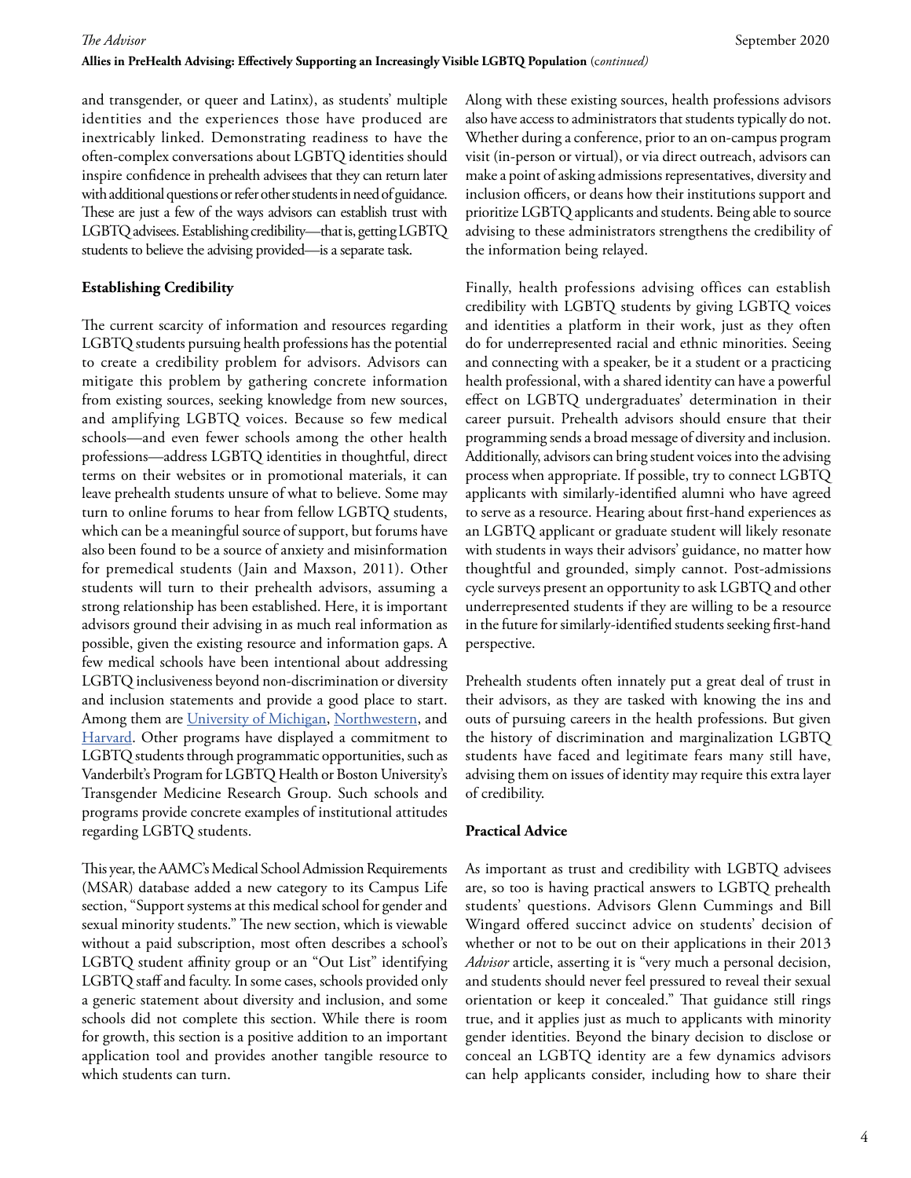and transgender, or queer and Latinx), as students' multiple identities and the experiences those have produced are inextricably linked. Demonstrating readiness to have the often-complex conversations about LGBTQ identities should inspire confidence in prehealth advisees that they can return later with additional questions or refer other students in need of guidance. These are just a few of the ways advisors can establish trust with LGBTQ advisees. Establishing credibility—that is, getting LGBTQ students to believe the advising provided—is a separate task.

**Establishing Credibility**

The current scarcity of information and resources regarding LGBTQ students pursuing health professions has the potential to create a credibility problem for advisors. Advisors can mitigate this problem by gathering concrete information from existing sources, seeking knowledge from new sources, and amplifying LGBTQ voices. Because so few medical schools—and even fewer schools among the other health professions—address LGBTQ identities in thoughtful, direct terms on their websites or in promotional materials, it can leave prehealth students unsure of what to believe. Some may turn to online forums to hear from fellow LGBTQ students, which can be a meaningful source of support, but forums have also been found to be a source of anxiety and misinformation for premedical students (Jain and Maxson, 2011). Other students will turn to their prehealth advisors, assuming a strong relationship has been established. Here, it is important advisors ground their advising in as much real information as possible, given the existing resource and information gaps. A few medical schools have been intentional about addressing LGBTQ inclusiveness beyond non-discrimination or diversity and inclusion statements and provide a good place to start. Among them are University of Michigan, Northwestern, and Harvard. Other programs have displayed a commitment to LGBTQ students through programmatic opportunities, such as Vanderbilt's Program for LGBTQ Health or Boston University's Transgender Medicine Research Group. Such schools and programs provide concrete examples of institutional attitudes regarding LGBTQ students.

This year, the AAMC's Medical School Admission Requirements (MSAR) database added a new category to its Campus Life section, "Support systems at this medical school for gender and sexual minority students." The new section, which is viewable without a paid subscription, most often describes a school's LGBTQ student affinity group or an "Out List" identifying LGBTQ staff and faculty. In some cases, schools provided only a generic statement about diversity and inclusion, and some schools did not complete this section. While there is room for growth, this section is a positive addition to an important application tool and provides another tangible resource to which students can turn.

Along with these existing sources, health professions advisors also have access to administrators that students typically do not. Whether during a conference, prior to an on-campus program visit (in-person or virtual), or via direct outreach, advisors can make a point of asking admissions representatives, diversity and inclusion officers, or deans how their institutions support and prioritize LGBTQ applicants and students. Being able to source advising to these administrators strengthens the credibility of the information being relayed.

Finally, health professions advising offices can establish credibility with LGBTQ students by giving LGBTQ voices and identities a platform in their work, just as they often do for underrepresented racial and ethnic minorities. Seeing and connecting with a speaker, be it a student or a practicing health professional, with a shared identity can have a powerful effect on LGBTQ undergraduates' determination in their career pursuit. Prehealth advisors should ensure that their programming sends a broad message of diversity and inclusion. Additionally, advisors can bring student voices into the advising process when appropriate. If possible, try to connect LGBTQ applicants with similarly-identified alumni who have agreed to serve as a resource. Hearing about first-hand experiences as an LGBTQ applicant or graduate student will likely resonate with students in ways their advisors' guidance, no matter how thoughtful and grounded, simply cannot. Post-admissions cycle surveys present an opportunity to ask LGBTQ and other underrepresented students if they are willing to be a resource in the future for similarly-identified students seeking first-hand perspective.

Prehealth students often innately put a great deal of trust in their advisors, as they are tasked with knowing the ins and outs of pursuing careers in the health professions. But given the history of discrimination and marginalization LGBTQ students have faced and legitimate fears many still have, advising them on issues of identity may require this extra layer of credibility.

**Practical Advice**

As important as trust and credibility with LGBTQ advisees are, so too is having practical answers to LGBTQ prehealth students' questions. Advisors Glenn Cummings and Bill Wingard offered succinct advice on students' decision of whether or not to be out on their applications in their 2013 *Advisor* article, asserting it is "very much a personal decision, and students should never feel pressured to reveal their sexual orientation or keep it concealed." That guidance still rings true, and it applies just as much to applicants with minority gender identities. Beyond the binary decision to disclose or conceal an LGBTQ identity are a few dynamics advisors can help applicants consider, including how to share their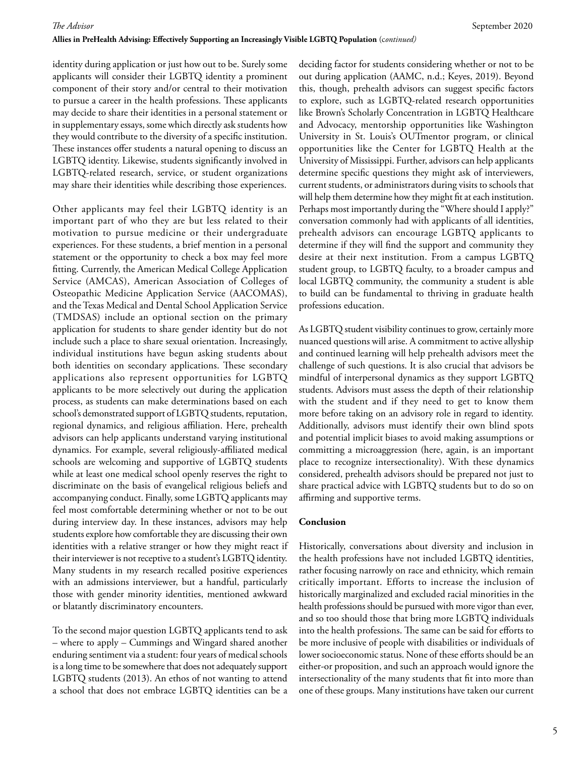identity during application or just how out to be. Surely some applicants will consider their LGBTQ identity a prominent component of their story and/or central to their motivation to pursue a career in the health professions. These applicants may decide to share their identities in a personal statement or in supplementary essays, some which directly ask students how they would contribute to the diversity of a specific institution. These instances offer students a natural opening to discuss an LGBTQ identity. Likewise, students significantly involved in LGBTQ-related research, service, or student organizations may share their identities while describing those experiences.

Other applicants may feel their LGBTQ identity is an important part of who they are but less related to their motivation to pursue medicine or their undergraduate experiences. For these students, a brief mention in a personal statement or the opportunity to check a box may feel more fitting. Currently, the American Medical College Application Service (AMCAS), American Association of Colleges of Osteopathic Medicine Application Service (AACOMAS), and the Texas Medical and Dental School Application Service (TMDSAS) include an optional section on the primary application for students to share gender identity but do not include such a place to share sexual orientation. Increasingly, individual institutions have begun asking students about both identities on secondary applications. These secondary applications also represent opportunities for LGBTQ applicants to be more selectively out during the application process, as students can make determinations based on each school's demonstrated support of LGBTQ students, reputation, regional dynamics, and religious affiliation. Here, prehealth advisors can help applicants understand varying institutional dynamics. For example, several religiously-affiliated medical schools are welcoming and supportive of LGBTQ students while at least one medical school openly reserves the right to discriminate on the basis of evangelical religious beliefs and accompanying conduct. Finally, some LGBTQ applicants may feel most comfortable determining whether or not to be out during interview day. In these instances, advisors may help students explore how comfortable they are discussing their own identities with a relative stranger or how they might react if their interviewer is not receptive to a student's LGBTQ identity. Many students in my research recalled positive experiences with an admissions interviewer, but a handful, particularly those with gender minority identities, mentioned awkward or blatantly discriminatory encounters.

To the second major question LGBTQ applicants tend to ask – where to apply – Cummings and Wingard shared another enduring sentiment via a student: four years of medical schools is a long time to be somewhere that does not adequately support LGBTQ students (2013). An ethos of not wanting to attend a school that does not embrace LGBTQ identities can be a deciding factor for students considering whether or not to be out during application (AAMC, n.d.; Keyes, 2019). Beyond this, though, prehealth advisors can suggest specific factors to explore, such as LGBTQ-related research opportunities like Brown's Scholarly Concentration in LGBTQ Healthcare and Advocacy, mentorship opportunities like Washington University in St. Louis's OUTmentor program, or clinical opportunities like the Center for LGBTQ Health at the University of Mississippi. Further, advisors can help applicants determine specific questions they might ask of interviewers, current students, or administrators during visits to schools that will help them determine how they might fit at each institution. Perhaps most importantly during the "Where should I apply?" conversation commonly had with applicants of all identities, prehealth advisors can encourage LGBTQ applicants to determine if they will find the support and community they desire at their next institution. From a campus LGBTQ student group, to LGBTQ faculty, to a broader campus and local LGBTQ community, the community a student is able to build can be fundamental to thriving in graduate health professions education.

As LGBTQ student visibility continues to grow, certainly more nuanced questions will arise. A commitment to active allyship and continued learning will help prehealth advisors meet the challenge of such questions. It is also crucial that advisors be mindful of interpersonal dynamics as they support LGBTQ students. Advisors must assess the depth of their relationship with the student and if they need to get to know them more before taking on an advisory role in regard to identity. Additionally, advisors must identify their own blind spots and potential implicit biases to avoid making assumptions or committing a microaggression (here, again, is an important place to recognize intersectionality). With these dynamics considered, prehealth advisors should be prepared not just to share practical advice with LGBTQ students but to do so on affirming and supportive terms.

**Conclusion**

Historically, conversations about diversity and inclusion in the health professions have not included LGBTQ identities, rather focusing narrowly on race and ethnicity, which remain critically important. Efforts to increase the inclusion of historically marginalized and excluded racial minorities in the health professions should be pursued with more vigor than ever, and so too should those that bring more LGBTQ individuals into the health professions. The same can be said for efforts to be more inclusive of people with disabilities or individuals of lower socioeconomic status. None of these efforts should be an either-or proposition, and such an approach would ignore the intersectionality of the many students that fit into more than one of these groups. Many institutions have taken our current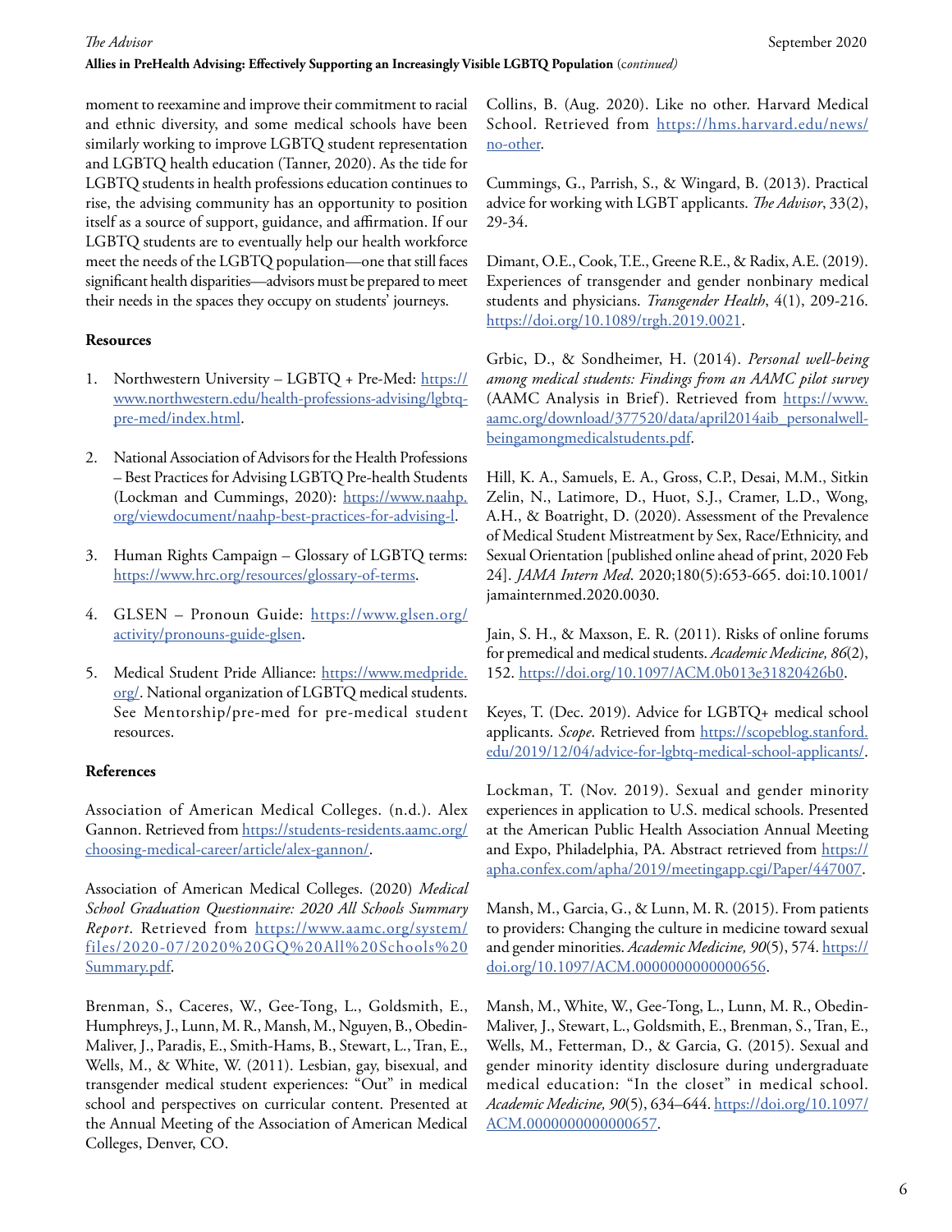moment to reexamine and improve their commitment to racial and ethnic diversity, and some medical schools have been similarly working to improve LGBTQ student representation and LGBTQ health education (Tanner, 2020). As the tide for LGBTQ students in health professions education continues to rise, the advising community has an opportunity to position itself as a source of support, guidance, and affirmation. If our LGBTQ students are to eventually help our health workforce meet the needs of the LGBTQ population—one that still faces significant health disparities—advisors must be prepared to meet their needs in the spaces they occupy on students' journeys.

**Resources**

1. Northwestern University – LGBTQ + Pre-Med: https://www.northwestern.edu/health-professions-advising/lgbtq-pre-med/index.html.
2. National Association of Advisors for the Health Professions – Best Practices for Advising LGBTQ Pre-health Students (Lockman and Cummings, 2020): https://www.naahp.org/viewdocument/naahp-best-practices-for-advising-l.
3. Human Rights Campaign – Glossary of LGBTQ terms: https://www.hrc.org/resources/glossary-of-terms.
4. GLSEN – Pronoun Guide: https://www.glsen.org/activity/pronouns-guide-glsen.
5. Medical Student Pride Alliance: https://www.medpride.org/. National organization of LGBTQ medical students. See Mentorship/pre-med for pre-medical student resources.

**References**

Association of American Medical Colleges. (n.d.). Alex Gannon. Retrieved from https://students-residents.aamc.org/choosing-medical-career/article/alex-gannon/.

Association of American Medical Colleges. (2020) *Medical School Graduation Questionnaire: 2020 All Schools Summary Report*. Retrieved from https://www.aamc.org/system/files/2020-07/2020%20GQ%20All%20Schools%20Summary.pdf.

Brenman, S., Caceres, W., Gee-Tong, L., Goldsmith, E., Humphreys, J., Lunn, M. R., Mansh, M., Nguyen, B., Obedin-Maliver, J., Paradis, E., Smith-Hams, B., Stewart, L., Tran, E., Wells, M., & White, W. (2011). Lesbian, gay, bisexual, and transgender medical student experiences: "Out" in medical school and perspectives on curricular content. Presented at the Annual Meeting of the Association of American Medical Colleges, Denver, CO.

Collins, B. (Aug. 2020). Like no other. Harvard Medical School. Retrieved from https://hms.harvard.edu/news/no-other.

Cummings, G., Parrish, S., & Wingard, B. (2013). Practical advice for working with LGBT applicants. *The Advisor*, 33(2), 29-34.

Dimant, O.E., Cook, T.E., Greene R.E., & Radix, A.E. (2019). Experiences of transgender and gender nonbinary medical students and physicians. *Transgender Health*, 4(1), 209-216. https://doi.org/10.1089/trgh.2019.0021.

Grbic, D., & Sondheimer, H. (2014). *Personal well-being among medical students: Findings from an AAMC pilot survey* (AAMC Analysis in Brief). Retrieved from https://www.aamc.org/download/377520/data/april2014aib_personalwell-beingamongmedicalstudents.pdf.

Hill, K. A., Samuels, E. A., Gross, C.P., Desai, M.M., Sitkin Zelin, N., Latimore, D., Huot, S.J., Cramer, L.D., Wong, A.H., & Boatright, D. (2020). Assessment of the Prevalence of Medical Student Mistreatment by Sex, Race/Ethnicity, and Sexual Orientation [published online ahead of print, 2020 Feb 24]. *JAMA Intern Med*. 2020;180(5):653-665. doi:10.1001/jamainternmed.2020.0030.

Jain, S. H., & Maxson, E. R. (2011). Risks of online forums for premedical and medical students. *Academic Medicine, 86*(2), 152. https://doi.org/10.1097/ACM.0b013e31820426b0.

Keyes, T. (Dec. 2019). Advice for LGBTQ+ medical school applicants. *Scope*. Retrieved from https://scopeblog.stanford.edu/2019/12/04/advice-for-lgbtq-medical-school-applicants/.

Lockman, T. (Nov. 2019). Sexual and gender minority experiences in application to U.S. medical schools. Presented at the American Public Health Association Annual Meeting and Expo, Philadelphia, PA. Abstract retrieved from https://apha.confex.com/apha/2019/meetingapp.cgi/Paper/447007.

Mansh, M., Garcia, G., & Lunn, M. R. (2015). From patients to providers: Changing the culture in medicine toward sexual and gender minorities. *Academic Medicine, 90*(5), 574. https://doi.org/10.1097/ACM.0000000000000656.

Mansh, M., White, W., Gee-Tong, L., Lunn, M. R., Obedin-Maliver, J., Stewart, L., Goldsmith, E., Brenman, S., Tran, E., Wells, M., Fetterman, D., & Garcia, G. (2015). Sexual and gender minority identity disclosure during undergraduate medical education: "In the closet" in medical school. *Academic Medicine, 90*(5), 634–644. https://doi.org/10.1097/ACM.0000000000000657.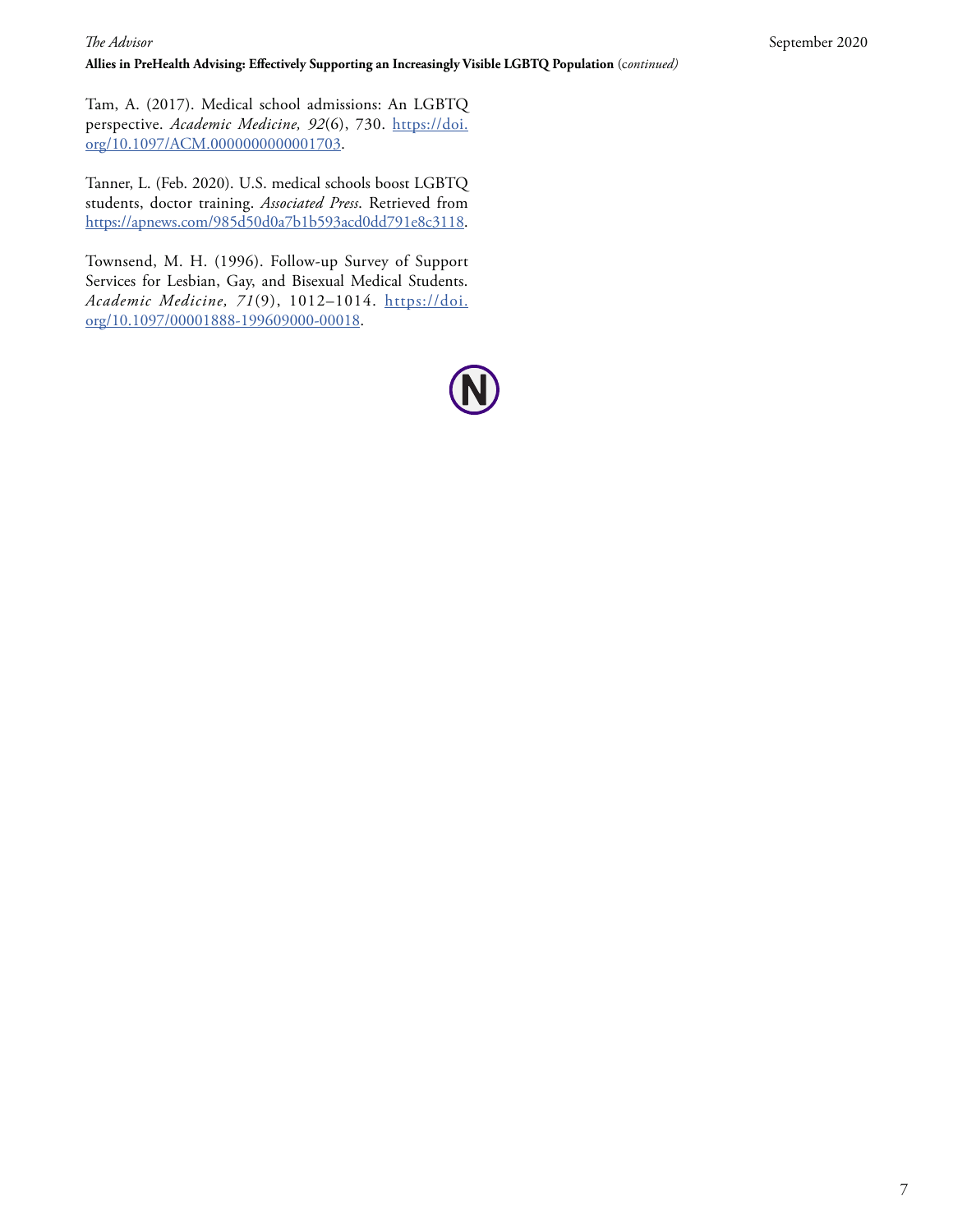Tam, A. (2017). Medical school admissions: An LGBTQ perspective. *Academic Medicine, 92*(6), 730. https://doi.org/10.1097/ACM.0000000000001703.

Tanner, L. (Feb. 2020). U.S. medical schools boost LGBTQ students, doctor training. *Associated Press*. Retrieved from https://apnews.com/985d50d0a7b1b593acd0dd791e8c3118.

Townsend, M. H. (1996). Follow-up Survey of Support Services for Lesbian, Gay, and Bisexual Medical Students. *Academic Medicine, 71*(9), 1012–1014. https://doi.org/10.1097/00001888-199609000-00018.